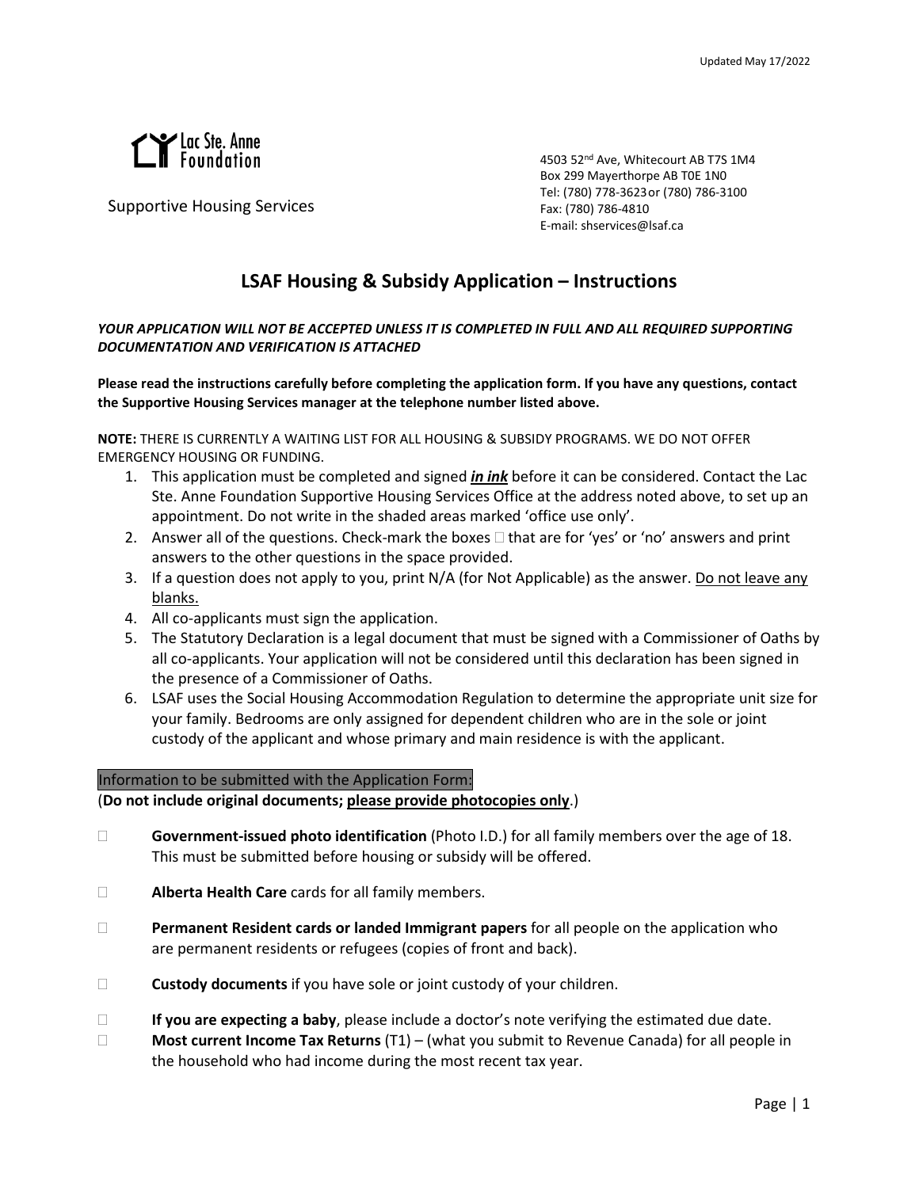Updated May 17/2022

Lac Ste. Anne Foundation

Supportive Housing Services

4503 52nd Ave, Whitecourt AB T7S 1M4
Box 299 Mayerthorpe AB T0E 1N0
Tel: (780) 778-3623 or (780) 786-3100
Fax: (780) 786-4810
E-mail: shservices@lsaf.ca

# LSAF Housing & Subsidy Application – Instructions

***YOUR APPLICATION WILL NOT BE ACCEPTED UNLESS IT IS COMPLETED IN FULL AND ALL REQUIRED SUPPORTING DOCUMENTATION AND VERIFICATION IS ATTACHED***

**Please read the instructions carefully before completing the application form. If you have any questions, contact the Supportive Housing Services manager at the telephone number listed above.**

**NOTE:** THERE IS CURRENTLY A WAITING LIST FOR ALL HOUSING & SUBSIDY PROGRAMS. WE DO NOT OFFER EMERGENCY HOUSING OR FUNDING.

1. This application must be completed and signed ***in ink*** before it can be considered. Contact the Lac Ste. Anne Foundation Supportive Housing Services Office at the address noted above, to set up an appointment. Do not write in the shaded areas marked 'office use only'.
2. Answer all of the questions. Check-mark the boxes ☐ that are for 'yes' or 'no' answers and print answers to the other questions in the space provided.
3. If a question does not apply to you, print N/A (for Not Applicable) as the answer. Do not leave any blanks.
4. All co-applicants must sign the application.
5. The Statutory Declaration is a legal document that must be signed with a Commissioner of Oaths by all co-applicants. Your application will not be considered until this declaration has been signed in the presence of a Commissioner of Oaths.
6. LSAF uses the Social Housing Accommodation Regulation to determine the appropriate unit size for your family. Bedrooms are only assigned for dependent children who are in the sole or joint custody of the applicant and whose primary and main residence is with the applicant.

## Information to be submitted with the Application Form:

(**Do not include original documents; please provide photocopies only**.)

- ☐ **Government-issued photo identification** (Photo I.D.) for all family members over the age of 18. This must be submitted before housing or subsidy will be offered.
- ☐ **Alberta Health Care** cards for all family members.
- ☐ **Permanent Resident cards or landed Immigrant papers** for all people on the application who are permanent residents or refugees (copies of front and back).
- ☐ **Custody documents** if you have sole or joint custody of your children.
- ☐ **If you are expecting a baby**, please include a doctor's note verifying the estimated due date.
- ☐ **Most current Income Tax Returns** (T1) – (what you submit to Revenue Canada) for all people in the household who had income during the most recent tax year.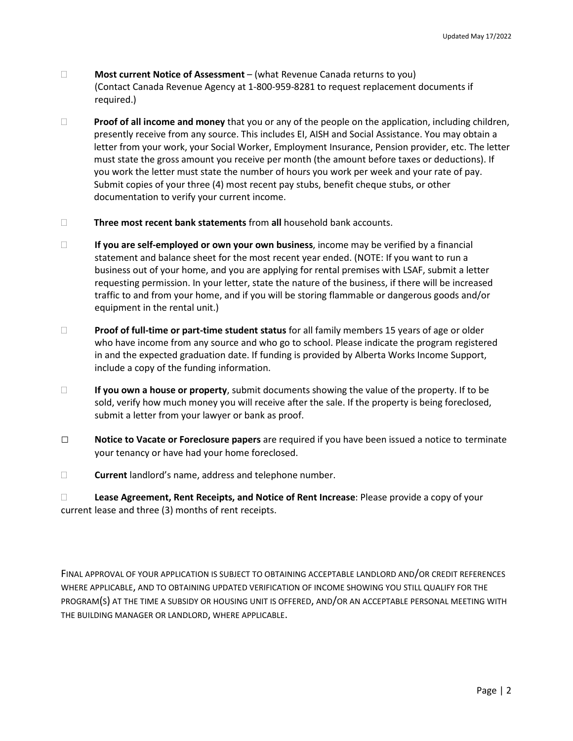- ☐ **Most current Notice of Assessment** – (what Revenue Canada returns to you) (Contact Canada Revenue Agency at 1-800-959-8281 to request replacement documents if required.)

- ☐ **Proof of all income and money** that you or any of the people on the application, including children, presently receive from any source. This includes EI, AISH and Social Assistance. You may obtain a letter from your work, your Social Worker, Employment Insurance, Pension provider, etc. The letter must state the gross amount you receive per month (the amount before taxes or deductions). If you work the letter must state the number of hours you work per week and your rate of pay. Submit copies of your three (4) most recent pay stubs, benefit cheque stubs, or other documentation to verify your current income.

- ☐ **Three most recent bank statements** from **all** household bank accounts.

- ☐ **If you are self-employed or own your own business**, income may be verified by a financial statement and balance sheet for the most recent year ended. (NOTE: If you want to run a business out of your home, and you are applying for rental premises with LSAF, submit a letter requesting permission. In your letter, state the nature of the business, if there will be increased traffic to and from your home, and if you will be storing flammable or dangerous goods and/or equipment in the rental unit.)

- ☐ **Proof of full-time or part-time student status** for all family members 15 years of age or older who have income from any source and who go to school. Please indicate the program registered in and the expected graduation date. If funding is provided by Alberta Works Income Support, include a copy of the funding information.

- ☐ **If you own a house or property**, submit documents showing the value of the property. If to be sold, verify how much money you will receive after the sale. If the property is being foreclosed, submit a letter from your lawyer or bank as proof.

- ☐ **Notice to Vacate or Foreclosure papers** are required if you have been issued a notice to terminate your tenancy or have had your home foreclosed.

- ☐ **Current** landlord's name, address and telephone number.

- ☐ **Lease Agreement, Rent Receipts, and Notice of Rent Increase**: Please provide a copy of your current lease and three (3) months of rent receipts.

FINAL APPROVAL OF YOUR APPLICATION IS SUBJECT TO OBTAINING ACCEPTABLE LANDLORD AND/OR CREDIT REFERENCES WHERE APPLICABLE, AND TO OBTAINING UPDATED VERIFICATION OF INCOME SHOWING YOU STILL QUALIFY FOR THE PROGRAM(S) AT THE TIME A SUBSIDY OR HOUSING UNIT IS OFFERED, AND/OR AN ACCEPTABLE PERSONAL MEETING WITH THE BUILDING MANAGER OR LANDLORD, WHERE APPLICABLE.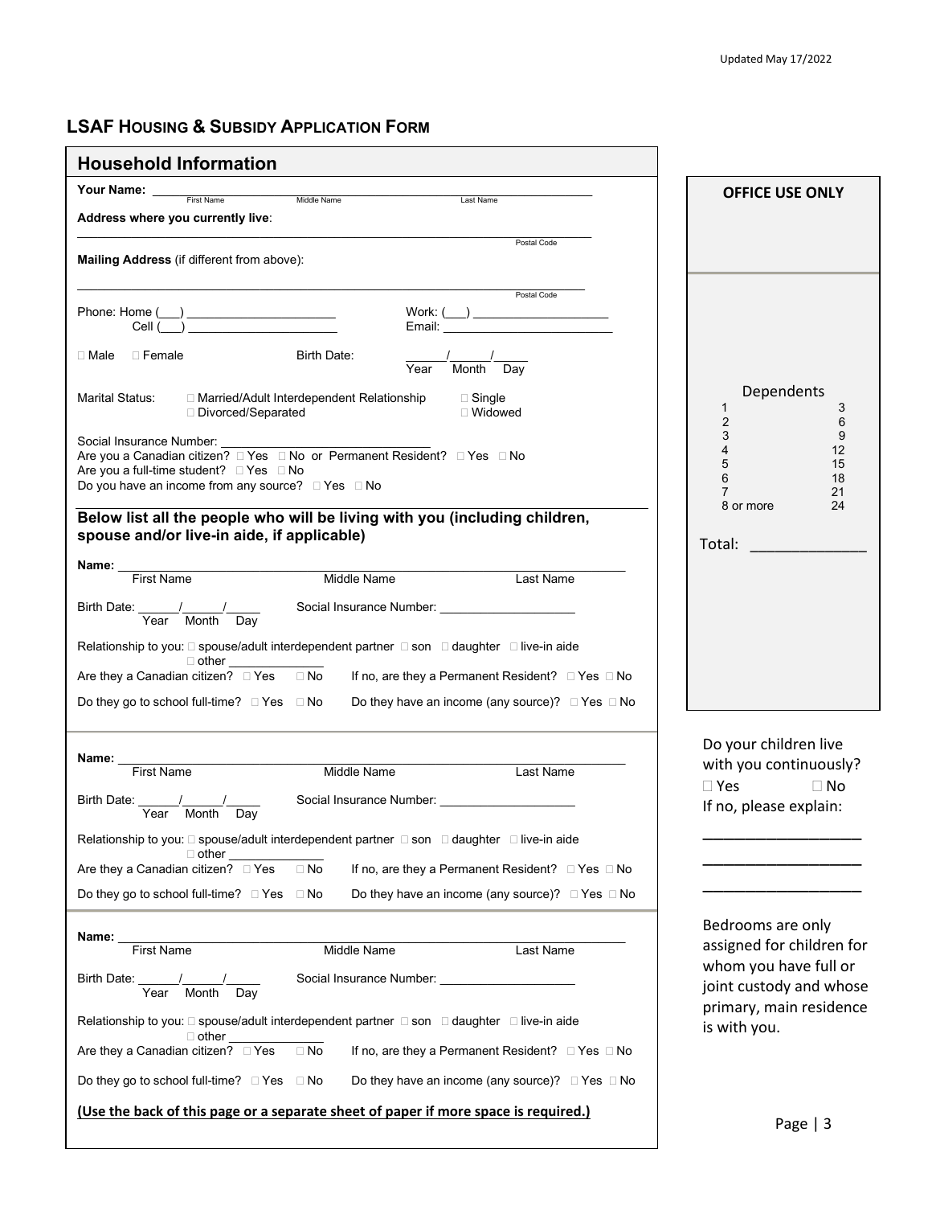## LSAF Housing & Subsidy Application Form

### Household Information

**Your Name:** ______________________________________________
First Name / Middle Name / Last Name

**Address where you currently live**:

______________________________________________ Postal Code

**Mailing Address** (if different from above):

______________________________________________ Postal Code

Phone: Home (___) ____________________  Work: (___) ____________________

Cell (___) ____________________  Email: ____________________

☐ Male ☐ Female  Birth Date: ______/______/_____ (Year / Month / Day)

Marital Status: ☐ Married/Adult Interdependent Relationship ☐ Single ☐ Divorced/Separated ☐ Widowed

Social Insurance Number: ____________________

Are you a Canadian citizen? ☐ Yes ☐ No or Permanent Resident? ☐ Yes ☐ No

Are you a full-time student? ☐ Yes ☐ No

Do you have an income from any source? ☐ Yes ☐ No

**Below list all the people who will be living with you (including children, spouse and/or live-in aide, if applicable)**

**Name:** ______________________________________________
First Name / Middle Name / Last Name

Birth Date: ______/______/_____ (Year / Month / Day)  Social Insurance Number: ____________________

Relationship to you: ☐ spouse/adult interdependent partner ☐ son ☐ daughter ☐ live-in aide ☐ other ____________

Are they a Canadian citizen? ☐ Yes ☐ No  If no, are they a Permanent Resident? ☐ Yes ☐ No

Do they go to school full-time? ☐ Yes ☐ No  Do they have an income (any source)? ☐ Yes ☐ No

---

**Name:** ______________________________________________
First Name / Middle Name / Last Name

Birth Date: ______/______/_____ (Year / Month / Day)  Social Insurance Number: ____________________

Relationship to you: ☐ spouse/adult interdependent partner ☐ son ☐ daughter ☐ live-in aide ☐ other ____________

Are they a Canadian citizen? ☐ Yes ☐ No  If no, are they a Permanent Resident? ☐ Yes ☐ No

Do they go to school full-time? ☐ Yes ☐ No  Do they have an income (any source)? ☐ Yes ☐ No

---

**Name:** ______________________________________________
First Name / Middle Name / Last Name

Birth Date: ______/______/_____ (Year / Month / Day)  Social Insurance Number: ____________________

Relationship to you: ☐ spouse/adult interdependent partner ☐ son ☐ daughter ☐ live-in aide ☐ other ____________

Are they a Canadian citizen? ☐ Yes ☐ No  If no, are they a Permanent Resident? ☐ Yes ☐ No

Do they go to school full-time? ☐ Yes ☐ No  Do they have an income (any source)? ☐ Yes ☐ No

**(Use the back of this page or a separate sheet of paper if more space is required.)**

---

**OFFICE USE ONLY**

Dependents

| | |
|---|---|
| 1 | 3 |
| 2 | 6 |
| 3 | 9 |
| 4 | 12 |
| 5 | 15 |
| 6 | 18 |
| 7 | 21 |
| 8 or more | 24 |

Total: ______________

Do your children live with you continuously?
☐ Yes ☐ No
If no, please explain:

____________________
____________________
____________________

Bedrooms are only assigned for children for whom you have full or joint custody and whose primary, main residence is with you.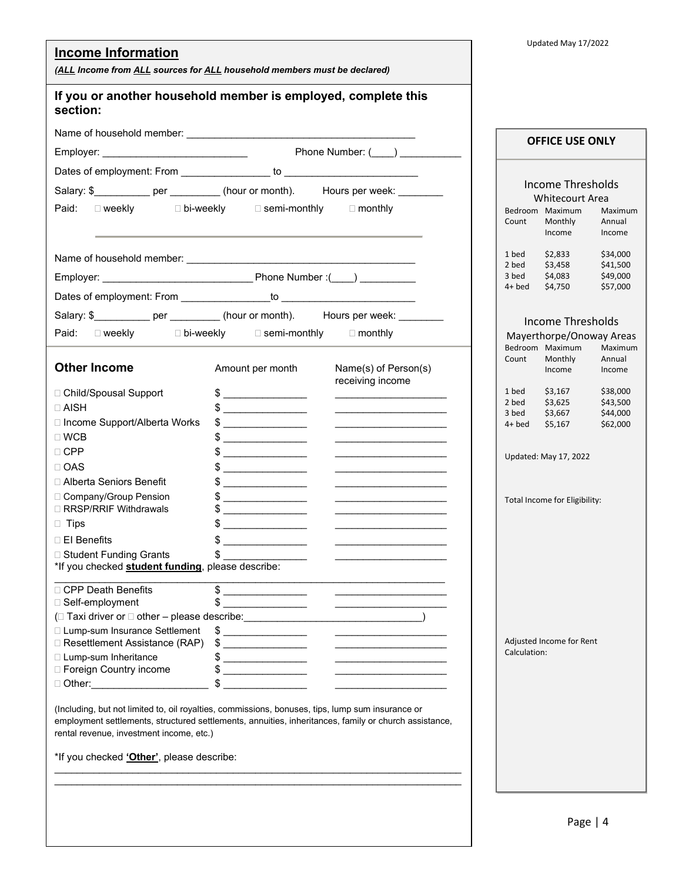Updated May 17/2022

## Income Information

***ALL** Income from **ALL** sources for **ALL** household members must be declared)*

### If you or another household member is employed, complete this section:

Name of household member: ________________________________________

Employer: __________________________ Phone Number: (____) ___________

Dates of employment: From ________________ to ________________________

Salary: $__________ per _________ (hour or month). Hours per week: ________

Paid: ☐ weekly ☐ bi-weekly ☐ semi-monthly ☐ monthly

---

Name of household member: ________________________________________

Employer: ___________________________ Phone Number :(____) __________

Dates of employment: From ________________to ________________________

Salary: $__________ per _________ (hour or month). Hours per week: ________

Paid: ☐ weekly ☐ bi-weekly ☐ semi-monthly ☐ monthly

### Other Income

| | Amount per month | Name(s) of Person(s) receiving income |
|---|---|---|
| ☐ Child/Spousal Support | $ _______________ | ____________________ |
| ☐ AISH | $ _______________ | ____________________ |
| ☐ Income Support/Alberta Works | $ _______________ | ____________________ |
| ☐ WCB | $ _______________ | ____________________ |
| ☐ CPP | $ _______________ | ____________________ |
| ☐ OAS | $ _______________ | ____________________ |
| ☐ Alberta Seniors Benefit | $ _______________ | ____________________ |
| ☐ Company/Group Pension | $ _______________ | ____________________ |
| ☐ RRSP/RRIF Withdrawals | $ _______________ | ____________________ |
| ☐ Tips | $ _______________ | ____________________ |
| ☐ EI Benefits | $ _______________ | ____________________ |
| ☐ Student Funding Grants | $ _______________ | ____________________ |

*If you checked **student funding**, please describe:

_____________________________________________________________________________

| | | |
|---|---|---|
| ☐ CPP Death Benefits | $ _______________ | ____________________ |
| ☐ Self-employment | $ _______________ | ____________________ |

(☐ Taxi driver or ☐ other – please describe:________________________________)

| | | |
|---|---|---|
| ☐ Lump-sum Insurance Settlement | $ _______________ | ____________________ |
| ☐ Resettlement Assistance (RAP) | $ _______________ | ____________________ |
| ☐ Lump-sum Inheritance | $ _______________ | ____________________ |
| ☐ Foreign Country income | $ _______________ | ____________________ |
| ☐ Other:_____________________ | $ _______________ | ____________________ |

(Including, but not limited to, oil royalties, commissions, bonuses, tips, lump sum insurance or employment settlements, structured settlements, annuities, inheritances, family or church assistance, rental revenue, investment income, etc.)

*If you checked **'Other'**, please describe:

_____________________________________________________________________________

_____________________________________________________________________________

---

**OFFICE USE ONLY**

**Income Thresholds**
Whitecourt Area

| Bedroom Count | Maximum Monthly Income | Maximum Annual Income |
|---|---|---|
| 1 bed | $2,833 | $34,000 |
| 2 bed | $3,458 | $41,500 |
| 3 bed | $4,083 | $49,000 |
| 4+ bed | $4,750 | $57,000 |

**Income Thresholds**
Mayerthorpe/Onoway Areas

| Bedroom Count | Maximum Monthly Income | Maximum Annual Income |
|---|---|---|
| 1 bed | $3,167 | $38,000 |
| 2 bed | $3,625 | $43,500 |
| 3 bed | $3,667 | $44,000 |
| 4+ bed | $5,167 | $62,000 |

Updated: May 17, 2022

Total Income for Eligibility:

Adjusted Income for Rent Calculation: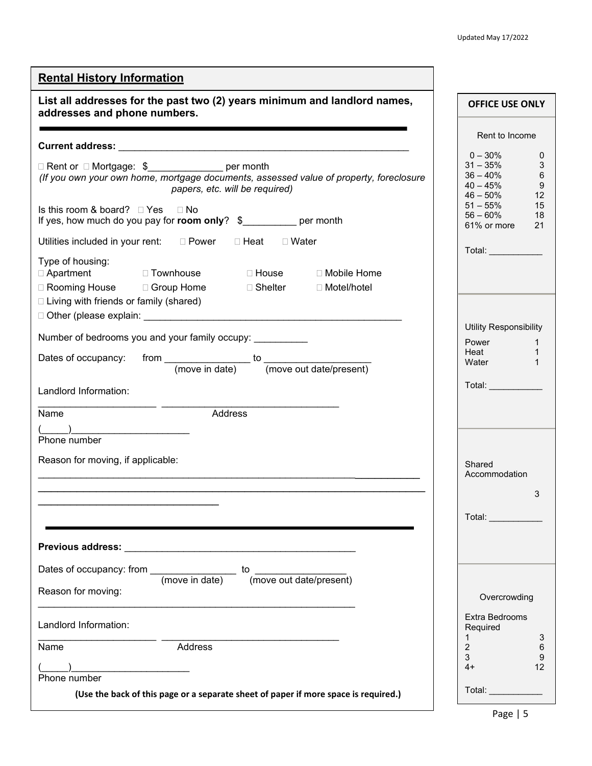## Rental History Information

**List all addresses for the past two (2) years minimum and landlord names, addresses and phone numbers.**

---

**Current address:** ______________________________________________________

□ Rent or □ Mortgage: $_____________ per month
*(If you own your own home, mortgage documents, assessed value of property, foreclosure papers, etc. will be required)*

Is this room & board? □ Yes □ No
If yes, how much do you pay for **room only**? $_________ per month

Utilities included in your rent: □ Power □ Heat □ Water

Type of housing:
□ Apartment □ Townhouse □ House □ Mobile Home
□ Rooming House □ Group Home □ Shelter □ Motel/hotel
□ Living with friends or family (shared)
□ Other (please explain: _____________________________________________

Number of bedrooms you and your family occupy: __________

Dates of occupancy: from _______________ to ___________________
(move in date) (move out date/present)

Landlord Information:

_____________________ _______________________________
Name Address

(_____)_____________________
Phone number

Reason for moving, if applicable:

______________________________________________________________________
______________________________________________________________________
________________________________

---

**Previous address:** __________________________________________

Dates of occupancy: from _______________ to ________________
(move in date) (move out date/present)

Reason for moving:

__________________________________________________________

Landlord Information:

_____________________ _______________________________
Name Address

(_____)_____________________
Phone number

**(Use the back of this page or a separate sheet of paper if more space is required.)**

---

**OFFICE USE ONLY**

Rent to Income

| | |
|---|---|
| 0 – 30% | 0 |
| 31 – 35% | 3 |
| 36 – 40% | 6 |
| 40 – 45% | 9 |
| 46 – 50% | 12 |
| 51 – 55% | 15 |
| 56 – 60% | 18 |
| 61% or more | 21 |

Total: __________

Utility Responsibility

| | |
|---|---|
| Power | 1 |
| Heat | 1 |
| Water | 1 |

Total: __________

Shared Accommodation

3

Total: __________

Overcrowding

Extra Bedrooms Required

| | |
|---|---|
| 1 | 3 |
| 2 | 6 |
| 3 | 9 |
| 4+ | 12 |

Total: __________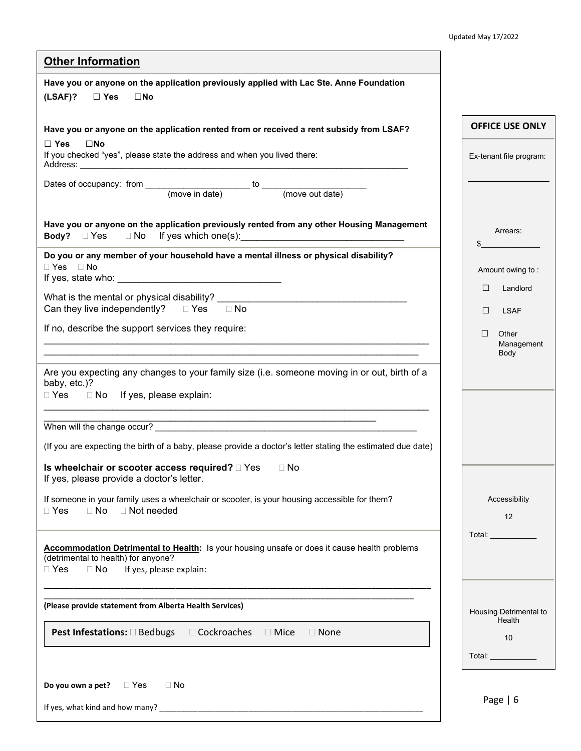## Other Information

**Have you or anyone on the application previously applied with Lac Ste. Anne Foundation (LSAF)?** ☐ **Yes** ☐**No**

**Have you or anyone on the application rented from or received a rent subsidy from LSAF?**

☐ **Yes** ☐**No**

If you checked "yes", please state the address and when you lived there:

Address: ______________________________________________________________________

Dates of occupancy: from ______________________ to ______________________
(move in date) (move out date)

**Have you or anyone on the application previously rented from any other Housing Management Body?** ☐ Yes ☐ No If yes which one(s):________________________________

**Do you or any member of your household have a mental illness or physical disability?**

☐ Yes ☐ No

If yes, state who: ________________________________

What is the mental or physical disability? ____________________________________

Can they live independently? ☐ Yes ☐ No

If no, describe the support services they require:

______________________________________________________________________________

______________________________________________________________________________

Are you expecting any changes to your family size (i.e. someone moving in or out, birth of a baby, etc.)?

☐ Yes ☐ No If yes, please explain:

______________________________________________________________________________

______________________________________________________________________

When will the change occur? ________________________________________________________

(If you are expecting the birth of a baby, please provide a doctor's letter stating the estimated due date)

**Is wheelchair or scooter access required?** ☐ Yes ☐ No

If yes, please provide a doctor's letter.

If someone in your family uses a wheelchair or scooter, is your housing accessible for them?

☐ Yes ☐ No ☐ Not needed

**Accommodation Detrimental to Health:** Is your housing unsafe or does it cause health problems (detrimental to health) for anyone?

☐ Yes ☐ No If yes, please explain:

______________________________________________________________________________

______________________________________________________________________________

**(Please provide statement from Alberta Health Services)**

**Pest Infestations:** ☐ Bedbugs ☐ Cockroaches ☐ Mice ☐ None

**Do you own a pet?** ☐ Yes ☐ No

If yes, what kind and how many? ______________________________________________________

---

**OFFICE USE ONLY**

Ex-tenant file program: ________________

Arrears: $______________

Amount owing to :

☐ Landlord

☐ LSAF

☐ Other Management Body

Accessibility

12

Total: ___________

Housing Detrimental to Health

10

Total: ___________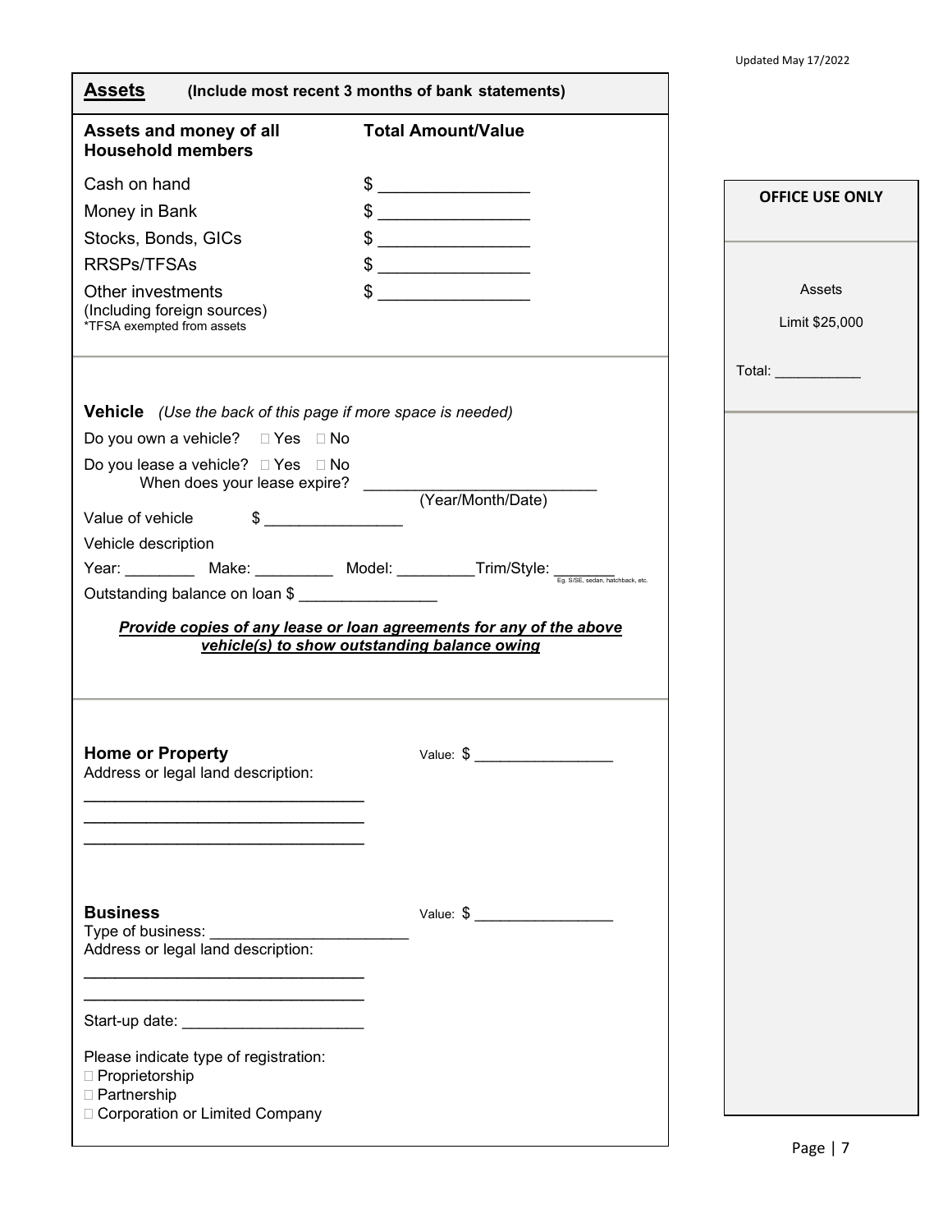Updated May 17/2022

## Assets **(Include most recent 3 months of bank statements)**

| Assets and money of all Household members | Total Amount/Value |
|---|---|
| Cash on hand | $ ________________ |
| Money in Bank | $ ________________ |
| Stocks, Bonds, GICs | $ ________________ |
| RRSPs/TFSAs | $ ________________ |
| Other investments (Including foreign sources) | $ ________________ |

*TFSA exempted from assets

**Vehicle** *(Use the back of this page if more space is needed)*

Do you own a vehicle? ☐ Yes ☐ No

Do you lease a vehicle? ☐ Yes ☐ No

When does your lease expire? __________________________ (Year/Month/Date)

Value of vehicle $ ________________

Vehicle description

Year: ________ Make: _________ Model: _________Trim/Style: _______ (Eg. S/SE, sedan, hatchback, etc.)

Outstanding balance on loan $ ________________

***Provide copies of any lease or loan agreements for any of the above vehicle(s) to show outstanding balance owing***

**Home or Property** Value: $ ________________

Address or legal land description:

________________________________

________________________________

________________________________

**Business** Value: $ ________________

Type of business: ______________________

Address or legal land description:

________________________________

________________________________

Start-up date: ____________________

Please indicate type of registration:

☐ Proprietorship

☐ Partnership

☐ Corporation or Limited Company

**OFFICE USE ONLY**

Assets

Limit $25,000

Total: ___________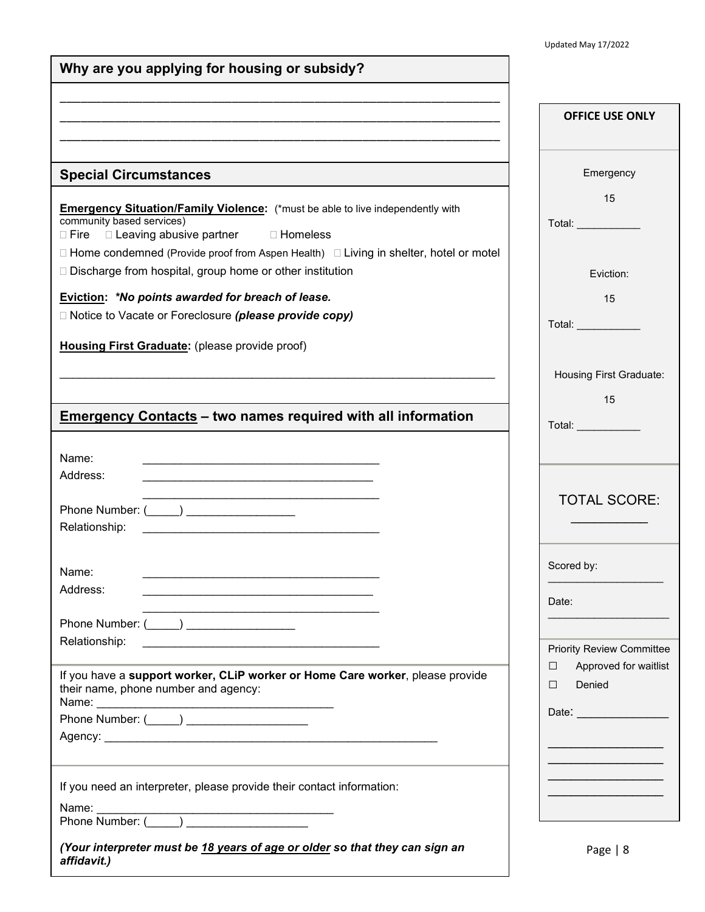## Why are you applying for housing or subsidy?

\_\_\_\_\_\_\_\_\_\_\_\_\_\_\_\_\_\_\_\_\_\_\_\_\_\_\_\_\_\_\_\_\_\_\_\_\_\_\_\_\_\_\_\_\_\_\_\_\_\_\_\_\_\_\_\_\_\_\_\_\_\_\_\_

\_\_\_\_\_\_\_\_\_\_\_\_\_\_\_\_\_\_\_\_\_\_\_\_\_\_\_\_\_\_\_\_\_\_\_\_\_\_\_\_\_\_\_\_\_\_\_\_\_\_\_\_\_\_\_\_\_\_\_\_\_\_\_\_

\_\_\_\_\_\_\_\_\_\_\_\_\_\_\_\_\_\_\_\_\_\_\_\_\_\_\_\_\_\_\_\_\_\_\_\_\_\_\_\_\_\_\_\_\_\_\_\_\_\_\_\_\_\_\_\_\_\_\_\_\_\_\_\_

## Special Circumstances

**Emergency Situation/Family Violence:** (*must be able to live independently with community based services)

- ☐ Fire ☐ Leaving abusive partner ☐ Homeless
- ☐ Home condemned (Provide proof from Aspen Health) ☐ Living in shelter, hotel or motel
- ☐ Discharge from hospital, group home or other institution

**Eviction:** ***No points awarded for breach of lease.***

- ☐ Notice to Vacate or Foreclosure ***(please provide copy)***

**Housing First Graduate:** (please provide proof)

\_\_\_\_\_\_\_\_\_\_\_\_\_\_\_\_\_\_\_\_\_\_\_\_\_\_\_\_\_\_\_\_\_\_\_\_\_\_\_\_\_\_\_\_\_\_\_\_\_\_\_\_\_\_\_\_\_\_\_\_\_\_\_\_

## Emergency Contacts – two names required with all information

Name: \_\_\_\_\_\_\_\_\_\_\_\_\_\_\_\_\_\_\_\_\_\_\_\_\_\_\_\_\_\_\_\_\_\_\_\_
Address: \_\_\_\_\_\_\_\_\_\_\_\_\_\_\_\_\_\_\_\_\_\_\_\_\_\_\_\_\_\_\_\_\_\_\_\_
\_\_\_\_\_\_\_\_\_\_\_\_\_\_\_\_\_\_\_\_\_\_\_\_\_\_\_\_\_\_\_\_\_\_\_\_
Phone Number: (\_\_\_\_\_) \_\_\_\_\_\_\_\_\_\_\_\_\_\_\_\_\_
Relationship: \_\_\_\_\_\_\_\_\_\_\_\_\_\_\_\_\_\_\_\_\_\_\_\_\_\_\_\_\_\_\_\_\_\_\_\_

Name: \_\_\_\_\_\_\_\_\_\_\_\_\_\_\_\_\_\_\_\_\_\_\_\_\_\_\_\_\_\_\_\_\_\_\_\_
Address: \_\_\_\_\_\_\_\_\_\_\_\_\_\_\_\_\_\_\_\_\_\_\_\_\_\_\_\_\_\_\_\_\_\_\_\_
\_\_\_\_\_\_\_\_\_\_\_\_\_\_\_\_\_\_\_\_\_\_\_\_\_\_\_\_\_\_\_\_\_\_\_\_
Phone Number: (\_\_\_\_\_) \_\_\_\_\_\_\_\_\_\_\_\_\_\_\_\_\_
Relationship: \_\_\_\_\_\_\_\_\_\_\_\_\_\_\_\_\_\_\_\_\_\_\_\_\_\_\_\_\_\_\_\_\_\_\_\_

If you have a **support worker, CLiP worker or Home Care worker**, please provide their name, phone number and agency:
Name: \_\_\_\_\_\_\_\_\_\_\_\_\_\_\_\_\_\_\_\_\_\_\_\_\_\_\_\_\_\_\_\_\_\_\_\_
Phone Number: (\_\_\_\_\_) \_\_\_\_\_\_\_\_\_\_\_\_\_\_\_\_\_\_\_
Agency: \_\_\_\_\_\_\_\_\_\_\_\_\_\_\_\_\_\_\_\_\_\_\_\_\_\_\_\_\_\_\_\_\_\_\_\_\_\_\_\_\_\_\_\_\_\_\_\_\_\_\_\_

If you need an interpreter, please provide their contact information:

Name: \_\_\_\_\_\_\_\_\_\_\_\_\_\_\_\_\_\_\_\_\_\_\_\_\_\_\_\_\_\_\_\_\_\_\_\_
Phone Number: (\_\_\_\_\_) \_\_\_\_\_\_\_\_\_\_\_\_\_\_\_\_\_\_\_

***(Your interpreter must be 18 years of age or older so that they can sign an affidavit.)***

---

**OFFICE USE ONLY**

Emergency
15
Total: \_\_\_\_\_\_\_\_\_\_

Eviction:
15
Total: \_\_\_\_\_\_\_\_\_\_

Housing First Graduate:
15
Total: \_\_\_\_\_\_\_\_\_\_

TOTAL SCORE: \_\_\_\_\_\_\_\_\_\_

Scored by: \_\_\_\_\_\_\_\_\_\_\_\_\_\_\_\_\_\_

Date: \_\_\_\_\_\_\_\_\_\_\_\_\_\_\_\_\_\_

Priority Review Committee
- ☐ Approved for waitlist
- ☐ Denied

Date: \_\_\_\_\_\_\_\_\_\_\_\_\_\_

\_\_\_\_\_\_\_\_\_\_\_\_\_\_\_\_\_\_
\_\_\_\_\_\_\_\_\_\_\_\_\_\_\_\_\_\_
\_\_\_\_\_\_\_\_\_\_\_\_\_\_\_\_\_\_
\_\_\_\_\_\_\_\_\_\_\_\_\_\_\_\_\_\_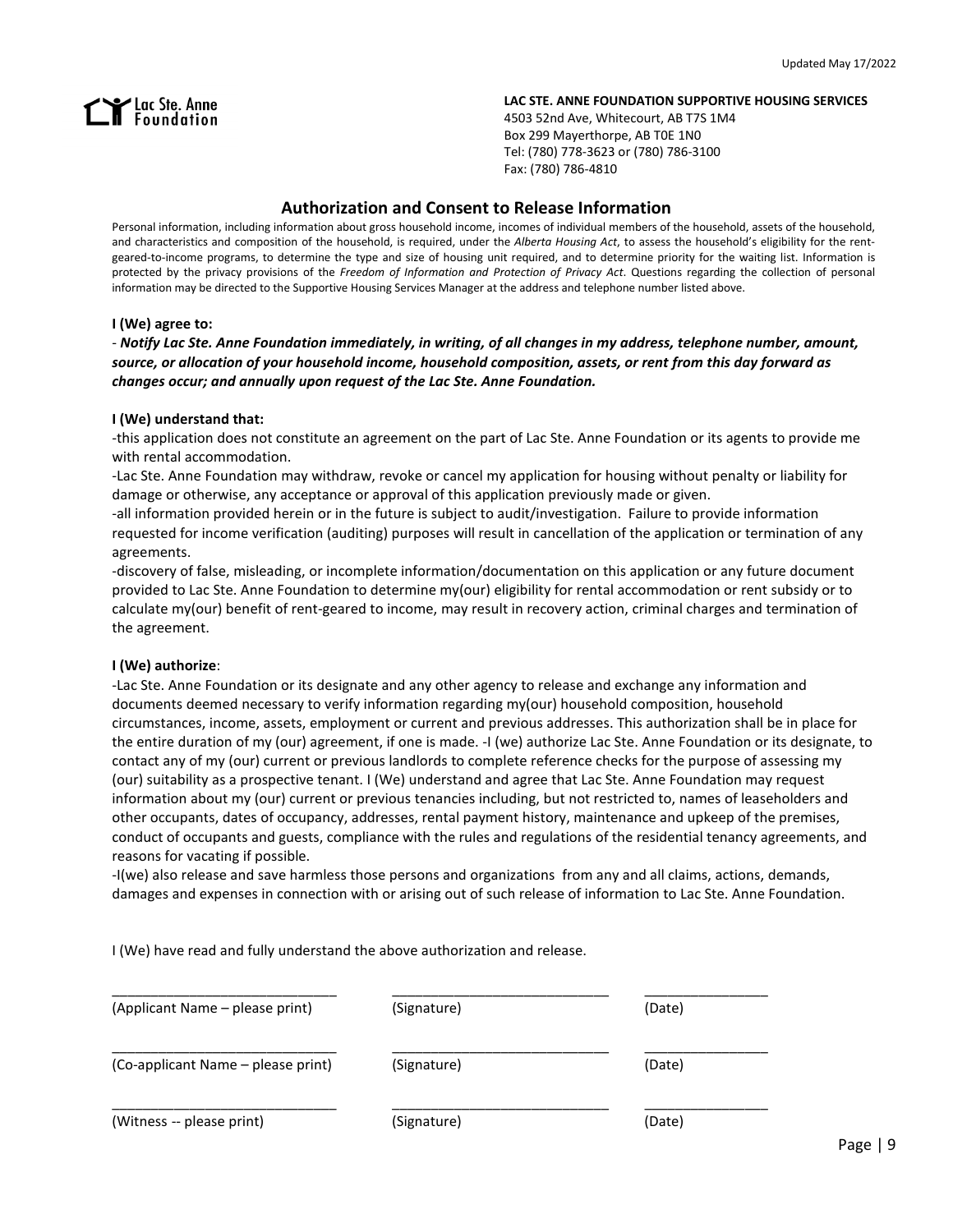Updated May 17/2022

Lac Ste. Anne Foundation

**LAC STE. ANNE FOUNDATION SUPPORTIVE HOUSING SERVICES**
4503 52nd Ave, Whitecourt, AB T7S 1M4
Box 299 Mayerthorpe, AB T0E 1N0
Tel: (780) 778-3623 or (780) 786-3100
Fax: (780) 786-4810

## Authorization and Consent to Release Information

Personal information, including information about gross household income, incomes of individual members of the household, assets of the household, and characteristics and composition of the household, is required, under the *Alberta Housing Act*, to assess the household's eligibility for the rent-geared-to-income programs, to determine the type and size of housing unit required, and to determine priority for the waiting list. Information is protected by the privacy provisions of the *Freedom of Information and Protection of Privacy Act*. Questions regarding the collection of personal information may be directed to the Supportive Housing Services Manager at the address and telephone number listed above.

**I (We) agree to:**

- ***Notify Lac Ste. Anne Foundation immediately, in writing, of all changes in my address, telephone number, amount, source, or allocation of your household income, household composition, assets, or rent from this day forward as changes occur; and annually upon request of the Lac Ste. Anne Foundation.***

**I (We) understand that:**

-this application does not constitute an agreement on the part of Lac Ste. Anne Foundation or its agents to provide me with rental accommodation.

-Lac Ste. Anne Foundation may withdraw, revoke or cancel my application for housing without penalty or liability for damage or otherwise, any acceptance or approval of this application previously made or given.

-all information provided herein or in the future is subject to audit/investigation. Failure to provide information requested for income verification (auditing) purposes will result in cancellation of the application or termination of any agreements.

-discovery of false, misleading, or incomplete information/documentation on this application or any future document provided to Lac Ste. Anne Foundation to determine my(our) eligibility for rental accommodation or rent subsidy or to calculate my(our) benefit of rent-geared to income, may result in recovery action, criminal charges and termination of the agreement.

**I (We) authorize**:

-Lac Ste. Anne Foundation or its designate and any other agency to release and exchange any information and documents deemed necessary to verify information regarding my(our) household composition, household circumstances, income, assets, employment or current and previous addresses. This authorization shall be in place for the entire duration of my (our) agreement, if one is made. -I (we) authorize Lac Ste. Anne Foundation or its designate, to contact any of my (our) current or previous landlords to complete reference checks for the purpose of assessing my (our) suitability as a prospective tenant. I (We) understand and agree that Lac Ste. Anne Foundation may request information about my (our) current or previous tenancies including, but not restricted to, names of leaseholders and other occupants, dates of occupancy, addresses, rental payment history, maintenance and upkeep of the premises, conduct of occupants and guests, compliance with the rules and regulations of the residential tenancy agreements, and reasons for vacating if possible.

-I(we) also release and save harmless those persons and organizations from any and all claims, actions, demands, damages and expenses in connection with or arising out of such release of information to Lac Ste. Anne Foundation.

I (We) have read and fully understand the above authorization and release.

| | | |
|---|---|---|
| \_\_\_\_\_\_\_\_\_\_\_\_\_\_\_\_\_\_\_\_\_\_\_\_\_\_\_\_ | \_\_\_\_\_\_\_\_\_\_\_\_\_\_\_\_\_\_\_\_\_\_\_\_\_\_\_\_ | \_\_\_\_\_\_\_\_\_\_\_\_\_\_\_\_ |
| (Applicant Name – please print) | (Signature) | (Date) |
| \_\_\_\_\_\_\_\_\_\_\_\_\_\_\_\_\_\_\_\_\_\_\_\_\_\_\_\_ | \_\_\_\_\_\_\_\_\_\_\_\_\_\_\_\_\_\_\_\_\_\_\_\_\_\_\_\_ | \_\_\_\_\_\_\_\_\_\_\_\_\_\_\_\_ |
| (Co-applicant Name – please print) | (Signature) | (Date) |
| \_\_\_\_\_\_\_\_\_\_\_\_\_\_\_\_\_\_\_\_\_\_\_\_\_\_\_\_ | \_\_\_\_\_\_\_\_\_\_\_\_\_\_\_\_\_\_\_\_\_\_\_\_\_\_\_\_ | \_\_\_\_\_\_\_\_\_\_\_\_\_\_\_\_ |
| (Witness -- please print) | (Signature) | (Date) |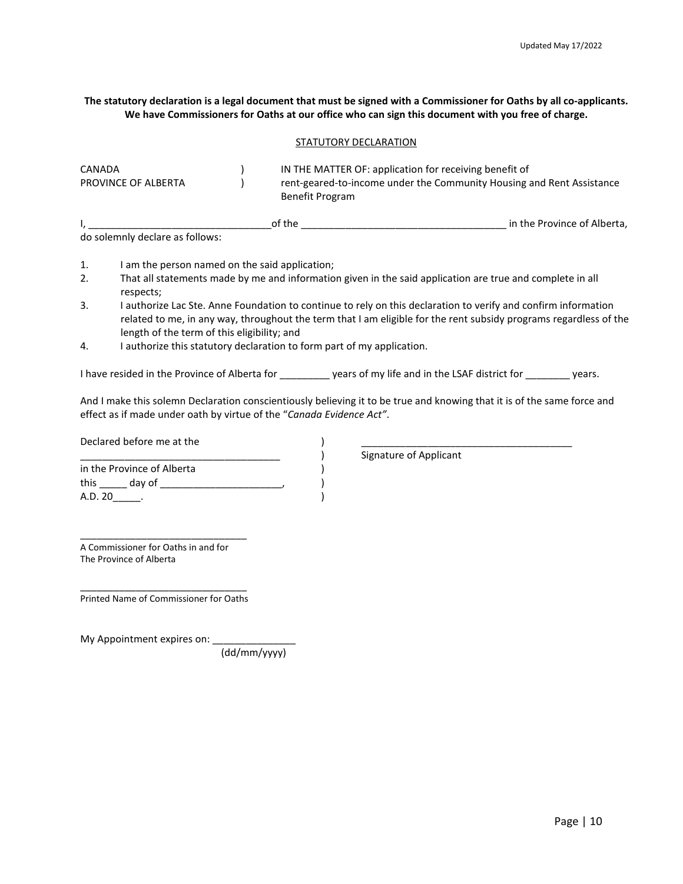**The statutory declaration is a legal document that must be signed with a Commissioner for Oaths by all co-applicants. We have Commissioners for Oaths at our office who can sign this document with you free of charge.**

STATUTORY DECLARATION

| | | |
|---|---|---|
| CANADA | ) | IN THE MATTER OF: application for receiving benefit of |
| PROVINCE OF ALBERTA | ) | rent-geared-to-income under the Community Housing and Rent Assistance Benefit Program |

I, ________________________________of the ____________________________________ in the Province of Alberta, do solemnly declare as follows:

1. I am the person named on the said application;
2. That all statements made by me and information given in the said application are true and complete in all respects;
3. I authorize Lac Ste. Anne Foundation to continue to rely on this declaration to verify and confirm information related to me, in any way, throughout the term that I am eligible for the rent subsidy programs regardless of the length of the term of this eligibility; and
4. I authorize this statutory declaration to form part of my application.

I have resided in the Province of Alberta for _________ years of my life and in the LSAF district for ________ years.

And I make this solemn Declaration conscientiously believing it to be true and knowing that it is of the same force and effect as if made under oath by virtue of the "*Canada Evidence Act"*.

| | | |
|---|---|---|
| Declared before me at the | ) | _______________________________________ |
| ___________________________________ | ) | Signature of Applicant |
| in the Province of Alberta | ) | |
| this _____ day of _____________________, | ) | |
| A.D. 20_____. | ) | |

_______________________________
A Commissioner for Oaths in and for
The Province of Alberta

_______________________________
Printed Name of Commissioner for Oaths

My Appointment expires on: _______________
(dd/mm/yyyy)